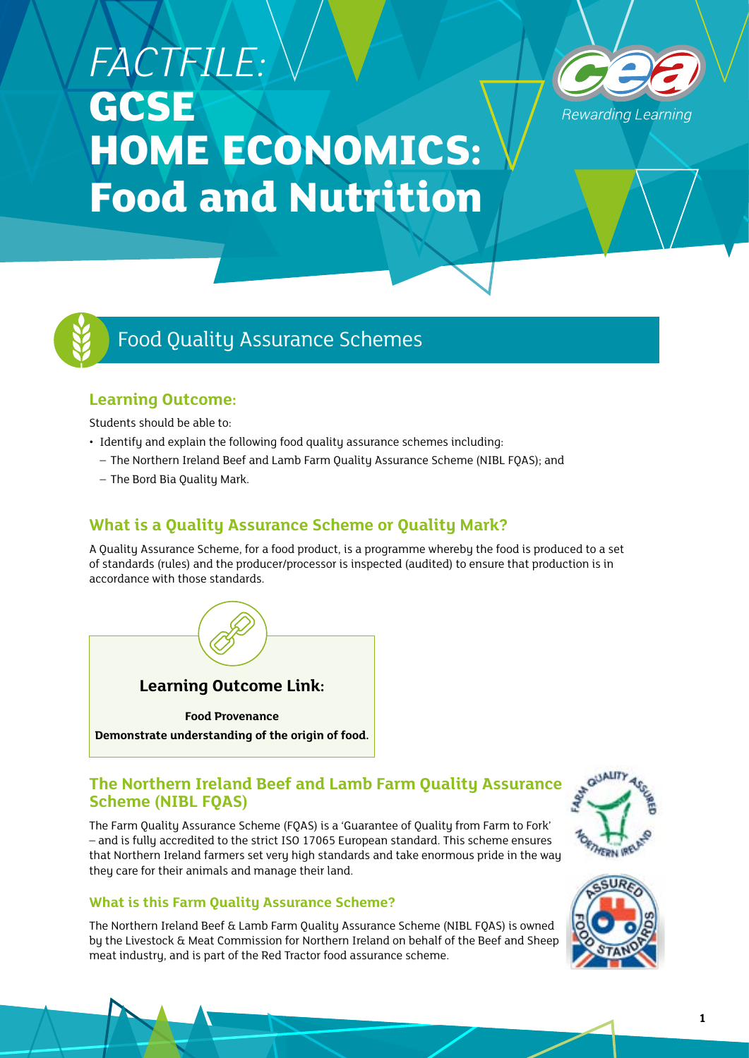# *FACTFILE:* GCSE HOME ECONOMICS: Food and Nutrition

## Food Quality Assurance Schemes

### Learning Outcome:

Students should be able to:

- Identify and explain the following food quality assurance schemes including:
  - The Northern Ireland Beef and Lamb Farm Quality Assurance Scheme (NIBL FQAS); and
  - The Bord Bia Quality Mark.

### What is a Quality Assurance Scheme or Quality Mark?

A Quality Assurance Scheme, for a food product, is a programme whereby the food is produced to a set of standards (rules) and the producer/processor is inspected (audited) to ensure that production is in accordance with those standards.

**Learning Outcome Link:**

**Food Provenance**
**Demonstrate understanding of the origin of food.**

### The Northern Ireland Beef and Lamb Farm Quality Assurance Scheme (NIBL FQAS)

The Farm Quality Assurance Scheme (FQAS) is a 'Guarantee of Quality from Farm to Fork' – and is fully accredited to the strict ISO 17065 European standard. This scheme ensures that Northern Ireland farmers set very high standards and take enormous pride in the way they care for their animals and manage their land.

#### What is this Farm Quality Assurance Scheme?

The Northern Ireland Beef & Lamb Farm Quality Assurance Scheme (NIBL FQAS) is owned by the Livestock & Meat Commission for Northern Ireland on behalf of the Beef and Sheep meat industry, and is part of the Red Tractor food assurance scheme.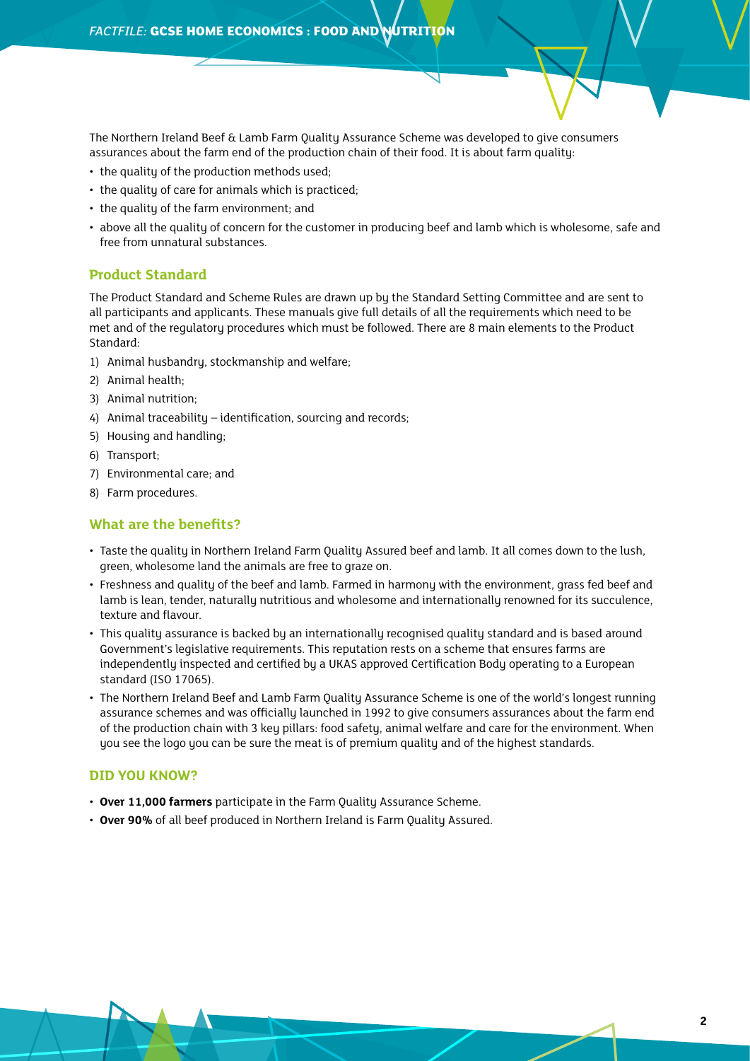The Northern Ireland Beef & Lamb Farm Quality Assurance Scheme was developed to give consumers assurances about the farm end of the production chain of their food. It is about farm quality:

- the quality of the production methods used;
- the quality of care for animals which is practiced;
- the quality of the farm environment; and
- above all the quality of concern for the customer in producing beef and lamb which is wholesome, safe and free from unnatural substances.

## Product Standard

The Product Standard and Scheme Rules are drawn up by the Standard Setting Committee and are sent to all participants and applicants. These manuals give full details of all the requirements which need to be met and of the regulatory procedures which must be followed. There are 8 main elements to the Product Standard:

1) Animal husbandry, stockmanship and welfare;
2) Animal health;
3) Animal nutrition;
4) Animal traceability – identification, sourcing and records;
5) Housing and handling;
6) Transport;
7) Environmental care; and
8) Farm procedures.

## What are the benefits?

- Taste the quality in Northern Ireland Farm Quality Assured beef and lamb. It all comes down to the lush, green, wholesome land the animals are free to graze on.
- Freshness and quality of the beef and lamb. Farmed in harmony with the environment, grass fed beef and lamb is lean, tender, naturally nutritious and wholesome and internationally renowned for its succulence, texture and flavour.
- This quality assurance is backed by an internationally recognised quality standard and is based around Government's legislative requirements. This reputation rests on a scheme that ensures farms are independently inspected and certified by a UKAS approved Certification Body operating to a European standard (ISO 17065).
- The Northern Ireland Beef and Lamb Farm Quality Assurance Scheme is one of the world's longest running assurance schemes and was officially launched in 1992 to give consumers assurances about the farm end of the production chain with 3 key pillars: food safety, animal welfare and care for the environment. When you see the logo you can be sure the meat is of premium quality and of the highest standards.

## DID YOU KNOW?

- **Over 11,000 farmers** participate in the Farm Quality Assurance Scheme.
- **Over 90%** of all beef produced in Northern Ireland is Farm Quality Assured.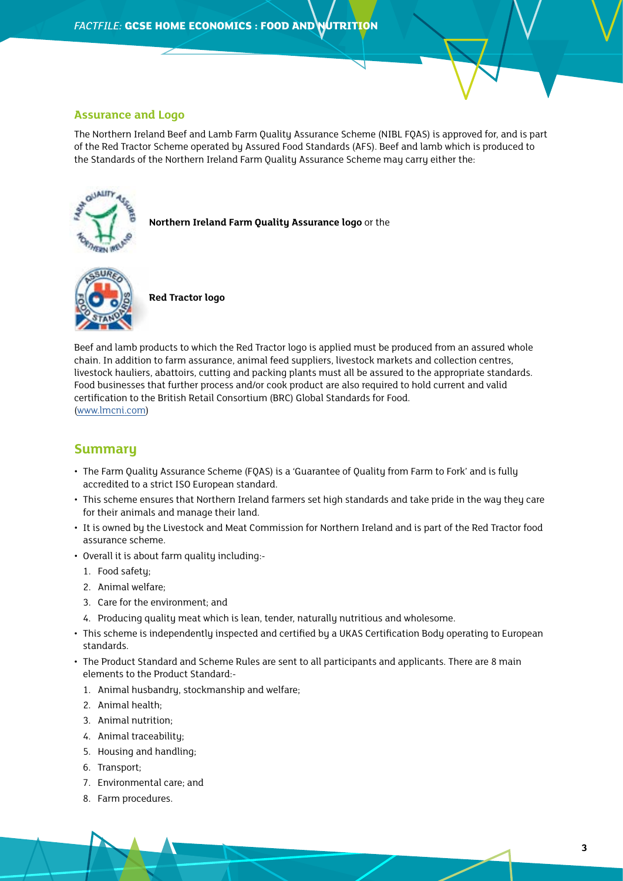### Assurance and Logo

The Northern Ireland Beef and Lamb Farm Quality Assurance Scheme (NIBL FQAS) is approved for, and is part of the Red Tractor Scheme operated by Assured Food Standards (AFS). Beef and lamb which is produced to the Standards of the Northern Ireland Farm Quality Assurance Scheme may carry either the:

**Northern Ireland Farm Quality Assurance logo** or the

**Red Tractor logo**

Beef and lamb products to which the Red Tractor logo is applied must be produced from an assured whole chain. In addition to farm assurance, animal feed suppliers, livestock markets and collection centres, livestock hauliers, abattoirs, cutting and packing plants must all be assured to the appropriate standards. Food businesses that further process and/or cook product are also required to hold current and valid certification to the British Retail Consortium (BRC) Global Standards for Food.
(www.lmcni.com)

## Summary

- The Farm Quality Assurance Scheme (FQAS) is a 'Guarantee of Quality from Farm to Fork' and is fully accredited to a strict ISO European standard.
- This scheme ensures that Northern Ireland farmers set high standards and take pride in the way they care for their animals and manage their land.
- It is owned by the Livestock and Meat Commission for Northern Ireland and is part of the Red Tractor food assurance scheme.
- Overall it is about farm quality including:-
  1. Food safety;
  2. Animal welfare;
  3. Care for the environment; and
  4. Producing quality meat which is lean, tender, naturally nutritious and wholesome.
- This scheme is independently inspected and certified by a UKAS Certification Body operating to European standards.
- The Product Standard and Scheme Rules are sent to all participants and applicants. There are 8 main elements to the Product Standard:-
  1. Animal husbandry, stockmanship and welfare;
  2. Animal health;
  3. Animal nutrition;
  4. Animal traceability;
  5. Housing and handling;
  6. Transport;
  7. Environmental care; and
  8. Farm procedures.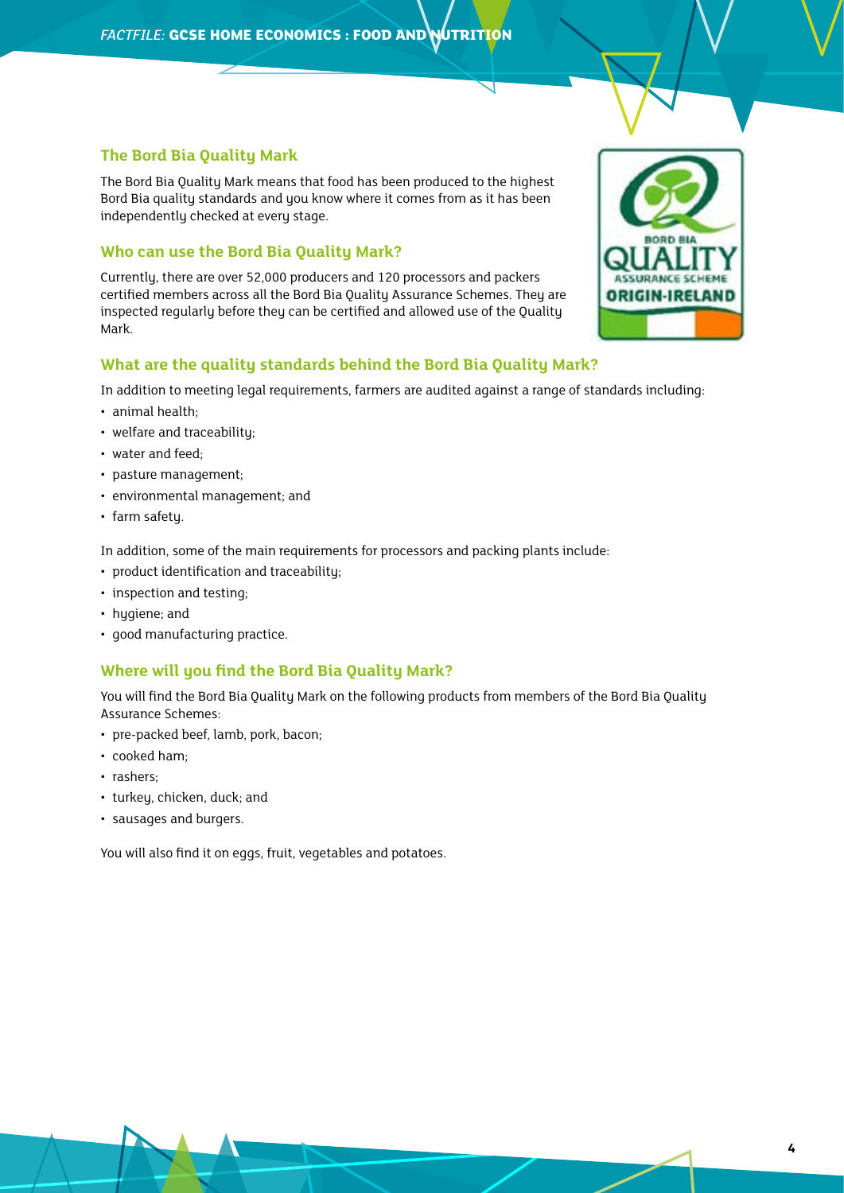## The Bord Bia Quality Mark

The Bord Bia Quality Mark means that food has been produced to the highest Bord Bia quality standards and you know where it comes from as it has been independently checked at every stage.

## Who can use the Bord Bia Quality Mark?

Currently, there are over 52,000 producers and 120 processors and packers certified members across all the Bord Bia Quality Assurance Schemes. They are inspected regularly before they can be certified and allowed use of the Quality Mark.

## What are the quality standards behind the Bord Bia Quality Mark?

In addition to meeting legal requirements, farmers are audited against a range of standards including:

- animal health;
- welfare and traceability;
- water and feed;
- pasture management;
- environmental management; and
- farm safety.

In addition, some of the main requirements for processors and packing plants include:

- product identification and traceability;
- inspection and testing;
- hygiene; and
- good manufacturing practice.

## Where will you find the Bord Bia Quality Mark?

You will find the Bord Bia Quality Mark on the following products from members of the Bord Bia Quality Assurance Schemes:

- pre-packed beef, lamb, pork, bacon;
- cooked ham;
- rashers;
- turkey, chicken, duck; and
- sausages and burgers.

You will also find it on eggs, fruit, vegetables and potatoes.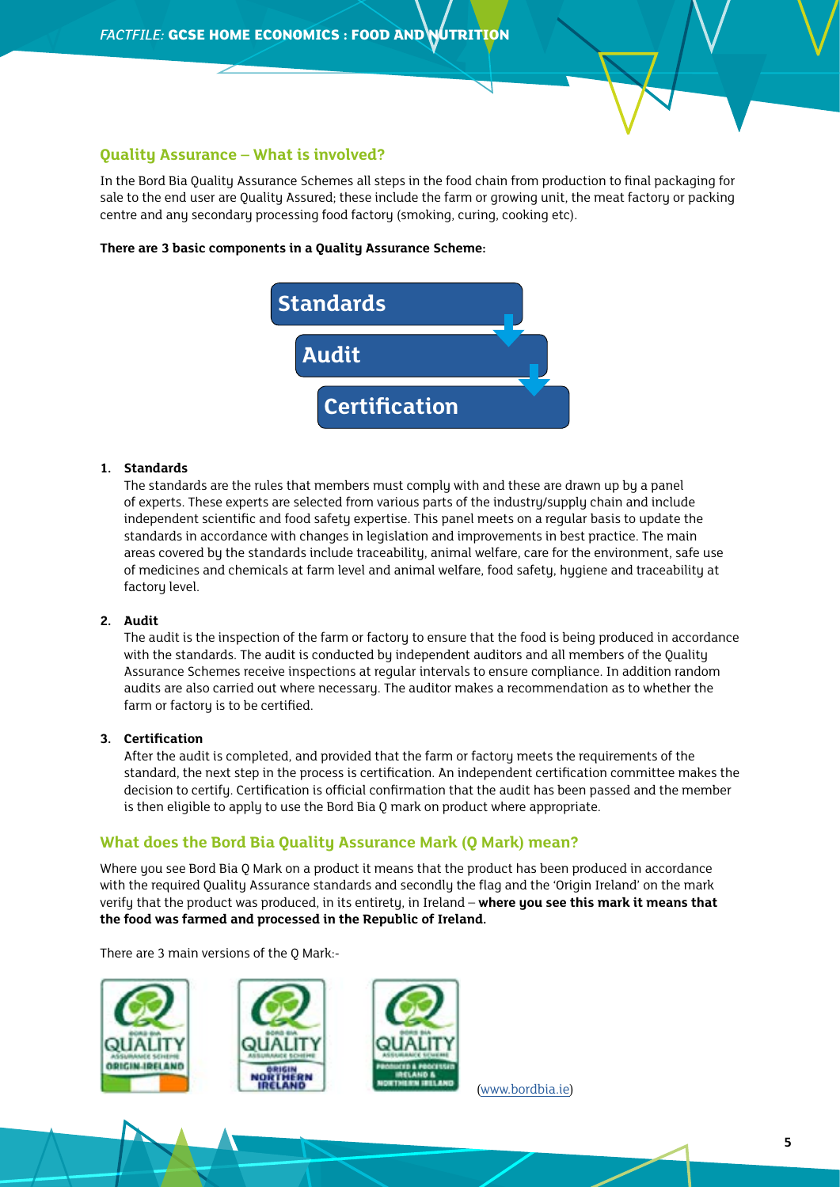## Quality Assurance – What is involved?

In the Bord Bia Quality Assurance Schemes all steps in the food chain from production to final packaging for sale to the end user are Quality Assured; these include the farm or growing unit, the meat factory or packing centre and any secondary processing food factory (smoking, curing, cooking etc).

**There are 3 basic components in a Quality Assurance Scheme:**

Standards → Audit → Certification

1. **Standards**
   The standards are the rules that members must comply with and these are drawn up by a panel of experts. These experts are selected from various parts of the industry/supply chain and include independent scientific and food safety expertise. This panel meets on a regular basis to update the standards in accordance with changes in legislation and improvements in best practice. The main areas covered by the standards include traceability, animal welfare, care for the environment, safe use of medicines and chemicals at farm level and animal welfare, food safety, hygiene and traceability at factory level.

2. **Audit**
   The audit is the inspection of the farm or factory to ensure that the food is being produced in accordance with the standards. The audit is conducted by independent auditors and all members of the Quality Assurance Schemes receive inspections at regular intervals to ensure compliance. In addition random audits are also carried out where necessary. The auditor makes a recommendation as to whether the farm or factory is to be certified.

3. **Certification**
   After the audit is completed, and provided that the farm or factory meets the requirements of the standard, the next step in the process is certification. An independent certification committee makes the decision to certify. Certification is official confirmation that the audit has been passed and the member is then eligible to apply to use the Bord Bia Q mark on product where appropriate.

## What does the Bord Bia Quality Assurance Mark (Q Mark) mean?

Where you see Bord Bia Q Mark on a product it means that the product has been produced in accordance with the required Quality Assurance standards and secondly the flag and the 'Origin Ireland' on the mark verify that the product was produced, in its entirety, in Ireland – **where you see this mark it means that the food was farmed and processed in the Republic of Ireland.**

There are 3 main versions of the Q Mark:-

(www.bordbia.ie)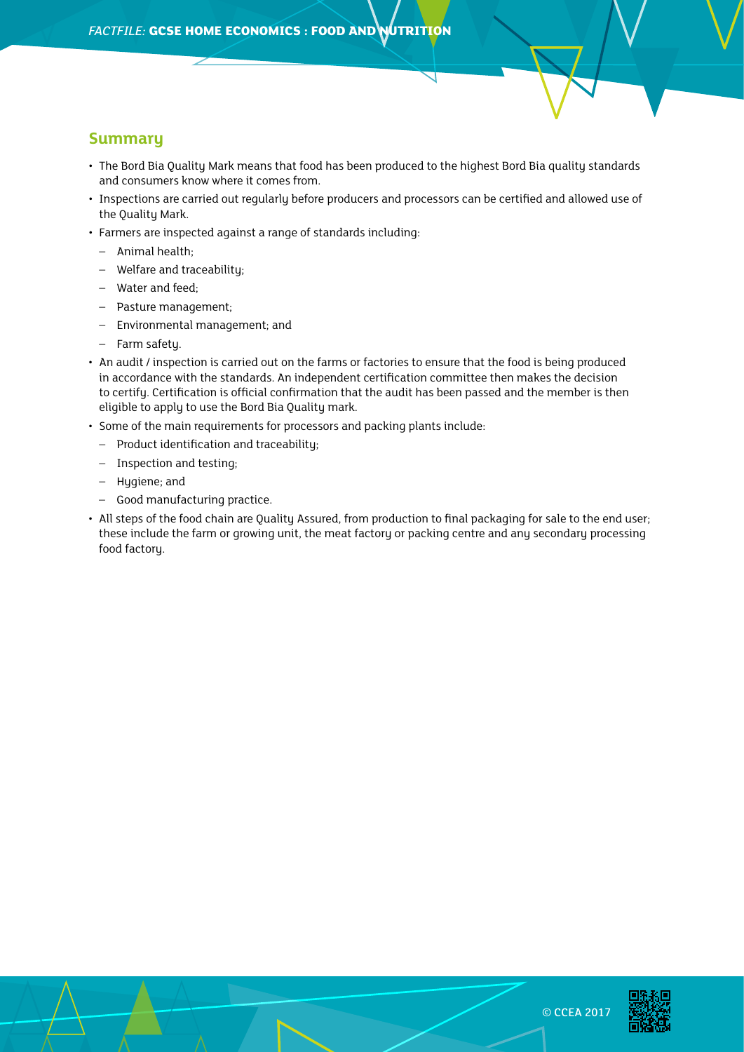## Summary

- The Bord Bia Quality Mark means that food has been produced to the highest Bord Bia quality standards and consumers know where it comes from.
- Inspections are carried out regularly before producers and processors can be certified and allowed use of the Quality Mark.
- Farmers are inspected against a range of standards including:
  - Animal health;
  - Welfare and traceability;
  - Water and feed;
  - Pasture management;
  - Environmental management; and
  - Farm safety.
- An audit / inspection is carried out on the farms or factories to ensure that the food is being produced in accordance with the standards. An independent certification committee then makes the decision to certify. Certification is official confirmation that the audit has been passed and the member is then eligible to apply to use the Bord Bia Quality mark.
- Some of the main requirements for processors and packing plants include:
  - Product identification and traceability;
  - Inspection and testing;
  - Hygiene; and
  - Good manufacturing practice.
- All steps of the food chain are Quality Assured, from production to final packaging for sale to the end user; these include the farm or growing unit, the meat factory or packing centre and any secondary processing food factory.